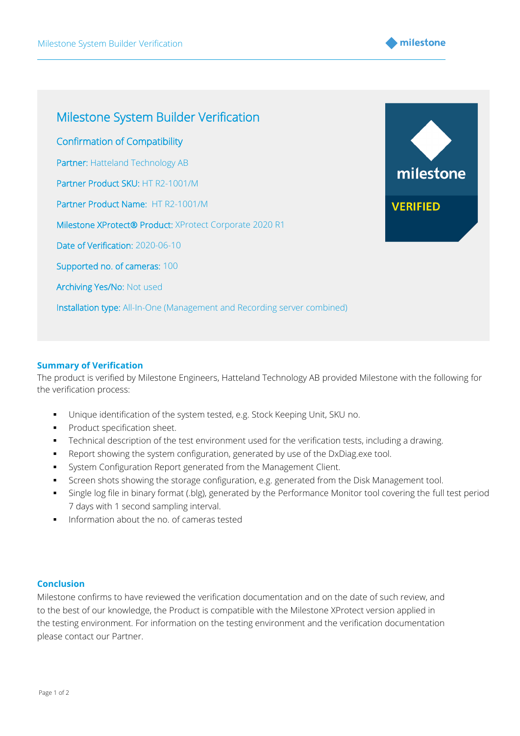# Milestone System Builder Verification

## Confirmation of Compatibility

Partner: Hatteland Technology AB

Partner Product SKU: HT R2-1001/M

Partner Product Name: HT R2-1001/M

Milestone XProtect® Product: XProtect Corporate 2020 R1

Date of Verification: 2020-06-10

Supported no. of cameras: 100

Archiving Yes/No: Not used

Installation type: All-In-One (Management and Recording server combined)

milestone

VERIFIED

### Summary of Verification

The product is verified by Milestone Engineers, Hatteland Technology AB provided Milestone with the following for the verification process:

- Unique identification of the system tested, e.g. Stock Keeping Unit, SKU no.
- Product specification sheet.
- Technical description of the test environment used for the verification tests, including a drawing.
- Report showing the system configuration, generated by use of the DxDiag.exe tool.
- System Configuration Report generated from the Management Client.
- Screen shots showing the storage configuration, e.g. generated from the Disk Management tool.
- Single log file in binary format (.blg), generated by the Performance Monitor tool covering the full test period 7 days with 1 second sampling interval.
- Information about the no. of cameras tested

### Conclusion

Milestone confirms to have reviewed the verification documentation and on the date of such review, and to the best of our knowledge, the Product is compatible with the Milestone XProtect version applied in the testing environment. For information on the testing environment and the verification documentation please contact our Partner.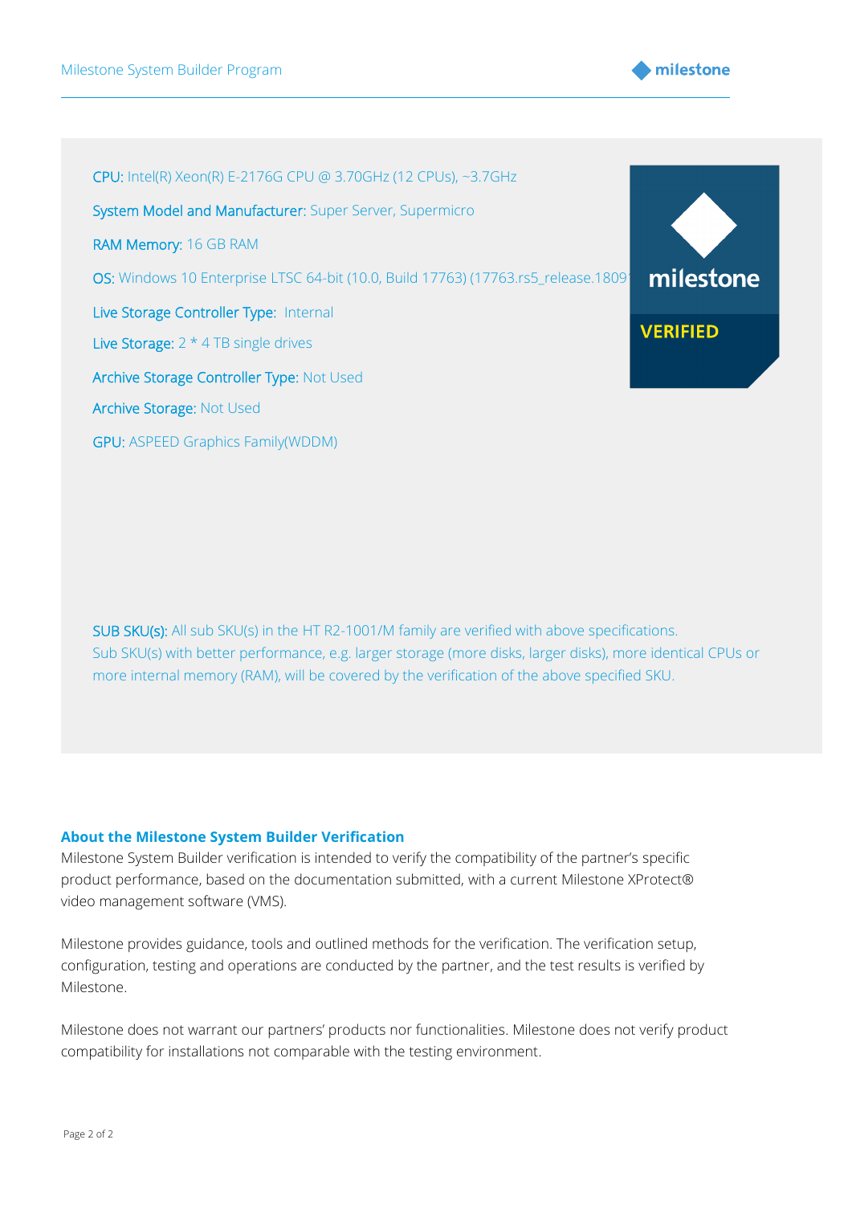**CPU:** Intel(R) Xeon(R) E-2176G CPU @ 3.70GHz (12 CPUs), ~3.7GHz

**System Model and Manufacturer:** Super Server, Supermicro

**RAM Memory:** 16 GB RAM

**OS:** Windows 10 Enterprise LTSC 64-bit (10.0, Build 17763) (17763.rs5_release.1809

**Live Storage Controller Type:** Internal

**Live Storage:** 2 * 4 TB single drives

**Archive Storage Controller Type:** Not Used

**Archive Storage:** Not Used

**GPU:** ASPEED Graphics Family(WDDM)

milestone

VERIFIED

**SUB SKU(s):** All sub SKU(s) in the HT R2-1001/M family are verified with above specifications.
Sub SKU(s) with better performance, e.g. larger storage (more disks, larger disks), more identical CPUs or more internal memory (RAM), will be covered by the verification of the above specified SKU.

## About the Milestone System Builder Verification

Milestone System Builder verification is intended to verify the compatibility of the partner's specific product performance, based on the documentation submitted, with a current Milestone XProtect® video management software (VMS).

Milestone provides guidance, tools and outlined methods for the verification. The verification setup, configuration, testing and operations are conducted by the partner, and the test results is verified by Milestone.

Milestone does not warrant our partners' products nor functionalities. Milestone does not verify product compatibility for installations not comparable with the testing environment.